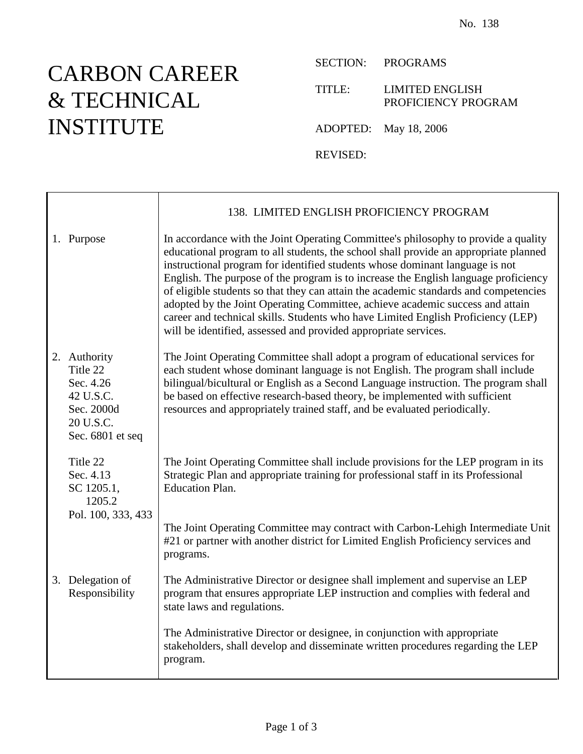No. 138

# CARBON CAREER & TECHNICAL INSTITUTE

SECTION: PROGRAMS

TITLE: LIMITED ENGLISH PROFICIENCY PROGRAM

ADOPTED: May 18, 2006

REVISED:

## 138. LIMITED ENGLISH PROFICIENCY PROGRAM

**1. Purpose**

In accordance with the Joint Operating Committee's philosophy to provide a quality educational program to all students, the school shall provide an appropriate planned instructional program for identified students whose dominant language is not English. The purpose of the program is to increase the English language proficiency of eligible students so that they can attain the academic standards and competencies adopted by the Joint Operating Committee, achieve academic success and attain career and technical skills. Students who have Limited English Proficiency (LEP) will be identified, assessed and provided appropriate services.

**2. Authority**

Title 22 Sec. 4.26
42 U.S.C. Sec. 2000d
20 U.S.C. Sec. 6801 et seq

The Joint Operating Committee shall adopt a program of educational services for each student whose dominant language is not English. The program shall include bilingual/bicultural or English as a Second Language instruction. The program shall be based on effective research-based theory, be implemented with sufficient resources and appropriately trained staff, and be evaluated periodically.

Title 22 Sec. 4.13
SC 1205.1, 1205.2
Pol. 100, 333, 433

The Joint Operating Committee shall include provisions for the LEP program in its Strategic Plan and appropriate training for professional staff in its Professional Education Plan.

The Joint Operating Committee may contract with Carbon-Lehigh Intermediate Unit #21 or partner with another district for Limited English Proficiency services and programs.

**3. Delegation of Responsibility**

The Administrative Director or designee shall implement and supervise an LEP program that ensures appropriate LEP instruction and complies with federal and state laws and regulations.

The Administrative Director or designee, in conjunction with appropriate stakeholders, shall develop and disseminate written procedures regarding the LEP program.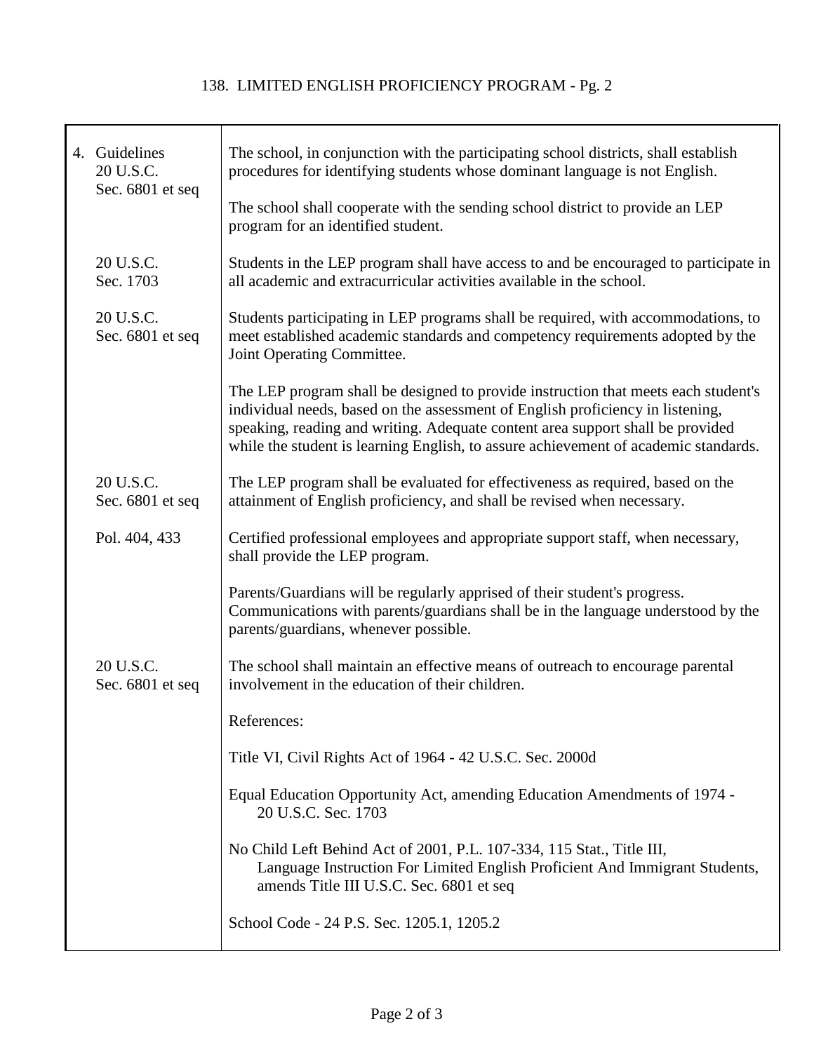# 138. LIMITED ENGLISH PROFICIENCY PROGRAM - Pg. 2

| | |
|---|---|
| 4. Guidelines<br>20 U.S.C.<br>Sec. 6801 et seq | The school, in conjunction with the participating school districts, shall establish procedures for identifying students whose dominant language is not English.<br><br>The school shall cooperate with the sending school district to provide an LEP program for an identified student. |
| 20 U.S.C.<br>Sec. 1703 | Students in the LEP program shall have access to and be encouraged to participate in all academic and extracurricular activities available in the school. |
| 20 U.S.C.<br>Sec. 6801 et seq | Students participating in LEP programs shall be required, with accommodations, to meet established academic standards and competency requirements adopted by the Joint Operating Committee.<br><br>The LEP program shall be designed to provide instruction that meets each student's individual needs, based on the assessment of English proficiency in listening, speaking, reading and writing. Adequate content area support shall be provided while the student is learning English, to assure achievement of academic standards. |
| 20 U.S.C.<br>Sec. 6801 et seq | The LEP program shall be evaluated for effectiveness as required, based on the attainment of English proficiency, and shall be revised when necessary. |
| Pol. 404, 433 | Certified professional employees and appropriate support staff, when necessary, shall provide the LEP program.<br><br>Parents/Guardians will be regularly apprised of their student's progress. Communications with parents/guardians shall be in the language understood by the parents/guardians, whenever possible. |
| 20 U.S.C.<br>Sec. 6801 et seq | The school shall maintain an effective means of outreach to encourage parental involvement in the education of their children. |
| | References:<br><br>Title VI, Civil Rights Act of 1964 - 42 U.S.C. Sec. 2000d<br><br>Equal Education Opportunity Act, amending Education Amendments of 1974 - 20 U.S.C. Sec. 1703<br><br>No Child Left Behind Act of 2001, P.L. 107-334, 115 Stat., Title III, Language Instruction For Limited English Proficient And Immigrant Students, amends Title III U.S.C. Sec. 6801 et seq<br><br>School Code - 24 P.S. Sec. 1205.1, 1205.2 |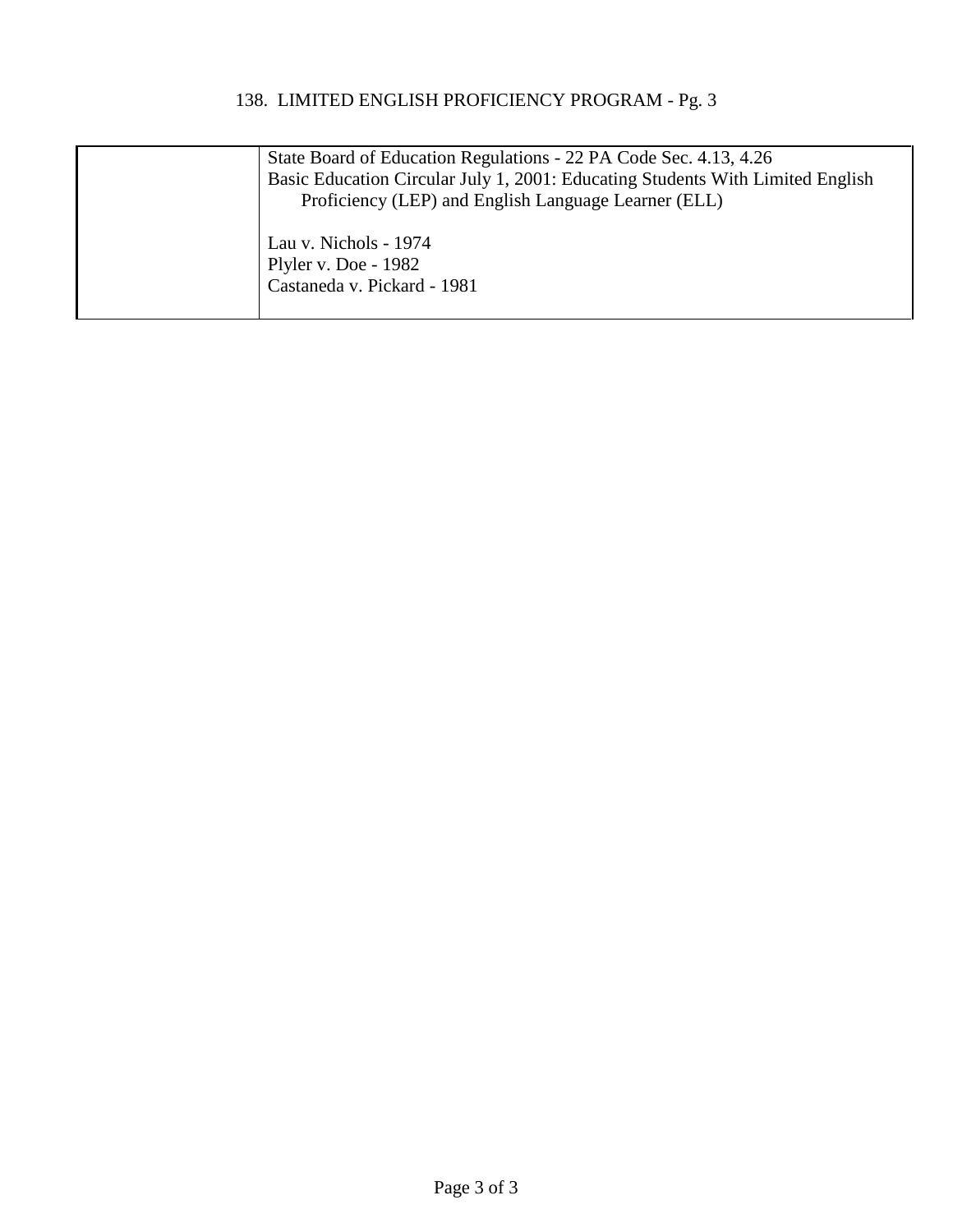| | |
|---|---|
| | State Board of Education Regulations - 22 PA Code Sec. 4.13, 4.26<br>Basic Education Circular July 1, 2001: Educating Students With Limited English Proficiency (LEP) and English Language Learner (ELL)<br><br>Lau v. Nichols - 1974<br>Plyler v. Doe - 1982<br>Castaneda v. Pickard - 1981 |